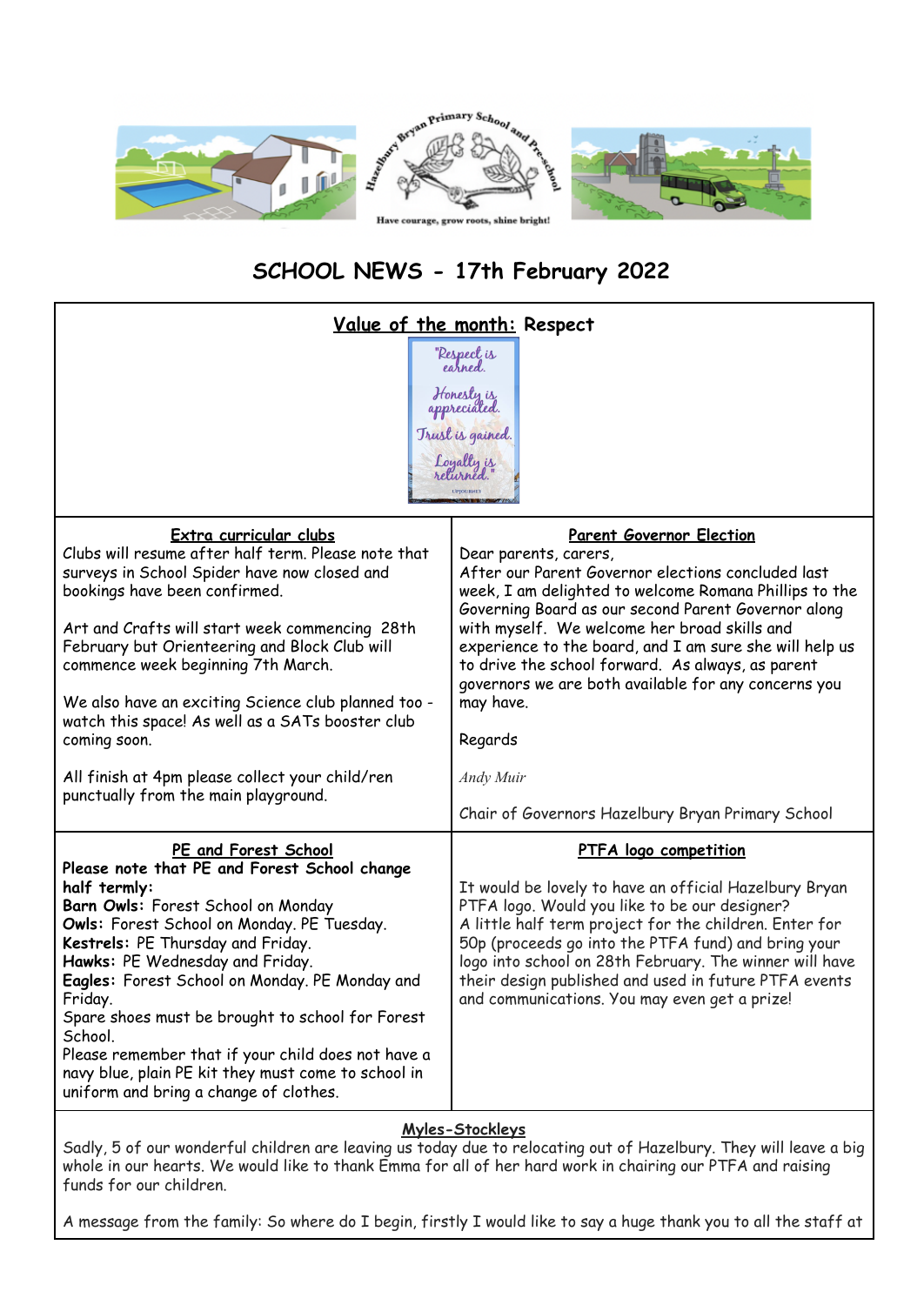Hazelbury Bryan Primary School and Pre-school

Have courage, grow roots, shine bright!

# SCHOOL NEWS - 17th February 2022

## Value of the month: Respect

"Respect is earned. Honesty is appreciated. Trust is gained. Loyalty is returned."

## Extra curricular clubs

Clubs will resume after half term. Please note that surveys in School Spider have now closed and bookings have been confirmed.

Art and Crafts will start week commencing 28th February but Orienteering and Block Club will commence week beginning 7th March.

We also have an exciting Science club planned too - watch this space! As well as a SATs booster club coming soon.

All finish at 4pm please collect your child/ren punctually from the main playground.

## Parent Governor Election

Dear parents, carers,

After our Parent Governor elections concluded last week, I am delighted to welcome Romana Phillips to the Governing Board as our second Parent Governor along with myself. We welcome her broad skills and experience to the board, and I am sure she will help us to drive the school forward. As always, as parent governors we are both available for any concerns you may have.

Regards

*Andy Muir*

Chair of Governors Hazelbury Bryan Primary School

## PE and Forest School

**Please note that PE and Forest School change half termly:**

**Barn Owls:** Forest School on Monday

**Owls:** Forest School on Monday. PE Tuesday.

**Kestrels:** PE Thursday and Friday.

**Hawks:** PE Wednesday and Friday.

**Eagles:** Forest School on Monday. PE Monday and Friday.

Spare shoes must be brought to school for Forest School.

Please remember that if your child does not have a navy blue, plain PE kit they must come to school in uniform and bring a change of clothes.

## PTFA logo competition

It would be lovely to have an official Hazelbury Bryan PTFA logo. Would you like to be our designer?

A little half term project for the children. Enter for 50p (proceeds go into the PTFA fund) and bring your logo into school on 28th February. The winner will have their design published and used in future PTFA events and communications. You may even get a prize!

## Myles-Stockleys

Sadly, 5 of our wonderful children are leaving us today due to relocating out of Hazelbury. They will leave a big whole in our hearts. We would like to thank Emma for all of her hard work in chairing our PTFA and raising funds for our children.

A message from the family: So where do I begin, firstly I would like to say a huge thank you to all the staff at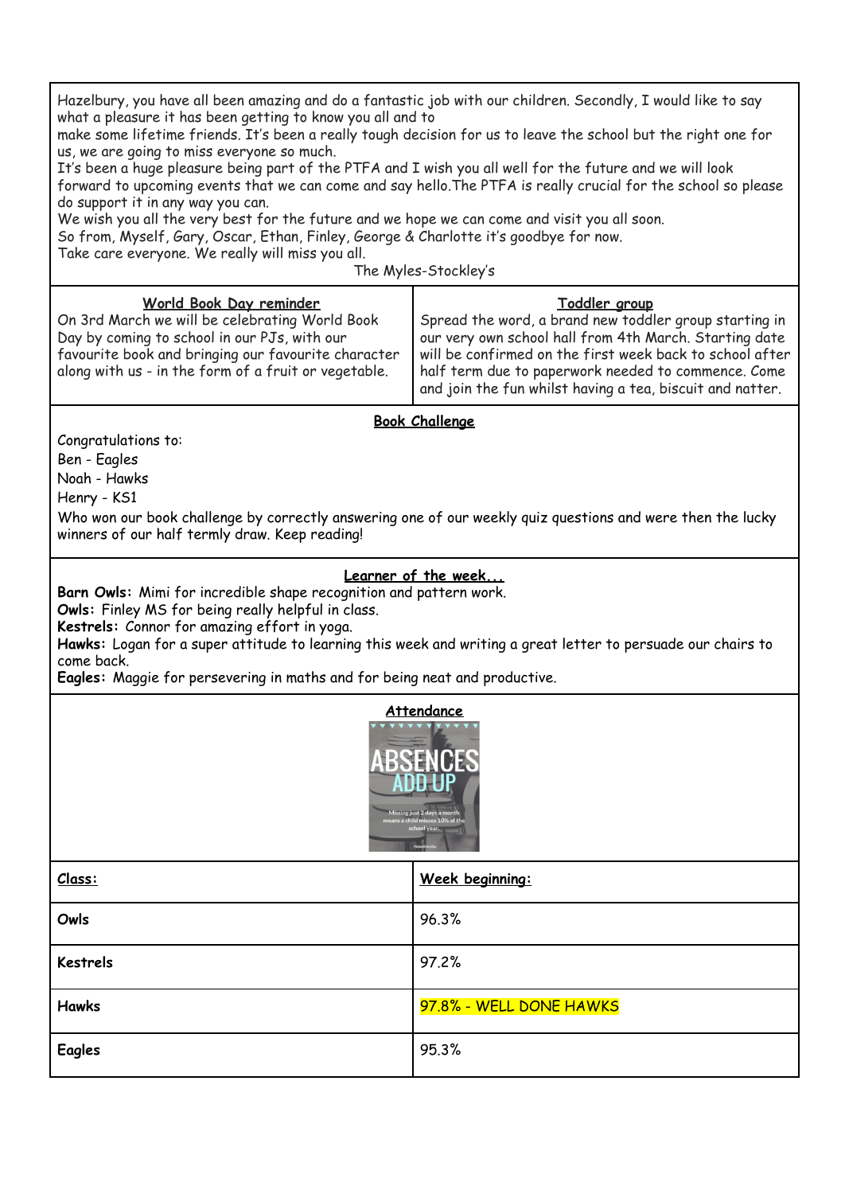Hazelbury, you have all been amazing and do a fantastic job with our children. Secondly, I would like to say what a pleasure it has been getting to know you all and to
make some lifetime friends. It's been a really tough decision for us to leave the school but the right one for us, we are going to miss everyone so much.
It's been a huge pleasure being part of the PTFA and I wish you all well for the future and we will look forward to upcoming events that we can come and say hello. The PTFA is really crucial for the school so please do support it in any way you can.
We wish you all the very best for the future and we hope we can come and visit you all soon.
So from, Myself, Gary, Oscar, Ethan, Finley, George & Charlotte it's goodbye for now.
Take care everyone. We really will miss you all.

The Myles-Stockley's

## World Book Day reminder

On 3rd March we will be celebrating World Book Day by coming to school in our PJs, with our favourite book and bringing our favourite character along with us - in the form of a fruit or vegetable.

## Toddler group

Spread the word, a brand new toddler group starting in our very own school hall from 4th March. Starting date will be confirmed on the first week back to school after half term due to paperwork needed to commence. Come and join the fun whilst having a tea, biscuit and natter.

## Book Challenge

Congratulations to:
Ben - Eagles
Noah - Hawks
Henry - KS1

Who won our book challenge by correctly answering one of our weekly quiz questions and were then the lucky winners of our half termly draw. Keep reading!

## Learner of the week...

**Barn Owls:** Mimi for incredible shape recognition and pattern work.
**Owls:** Finley MS for being really helpful in class.
**Kestrels:** Connor for amazing effort in yoga.
**Hawks:** Logan for a super attitude to learning this week and writing a great letter to persuade our chairs to come back.
**Eagles:** Maggie for persevering in maths and for being neat and productive.

## Attendance

ABSENCES ADD UP

Missing just 2 days a month means a child misses 10% of the school year.

| Class: | Week beginning: |
|---|---|
| **Owls** | 96.3% |
| **Kestrels** | 97.2% |
| **Hawks** | 97.8% - WELL DONE HAWKS |
| **Eagles** | 95.3% |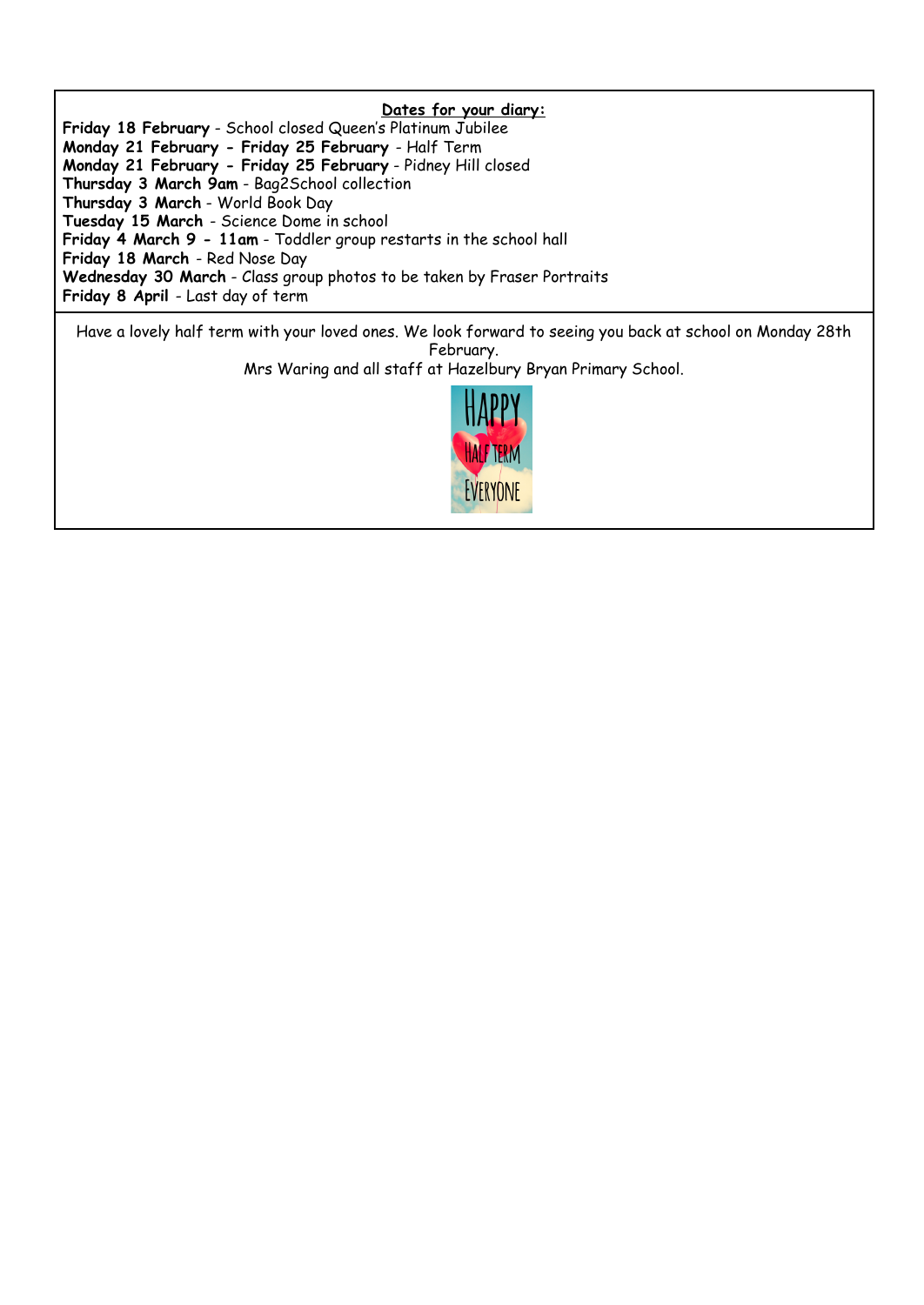**Dates for your diary:**

**Friday 18 February** - School closed Queen's Platinum Jubilee
**Monday 21 February - Friday 25 February** - Half Term
**Monday 21 February - Friday 25 February** - Pidney Hill closed
**Thursday 3 March 9am** - Bag2School collection
**Thursday 3 March** - World Book Day
**Tuesday 15 March** - Science Dome in school
**Friday 4 March 9 - 11am** - Toddler group restarts in the school hall
**Friday 18 March** - Red Nose Day
**Wednesday 30 March** - Class group photos to be taken by Fraser Portraits
**Friday 8 April** - Last day of term

Have a lovely half term with your loved ones. We look forward to seeing you back at school on Monday 28th February.

Mrs Waring and all staff at Hazelbury Bryan Primary School.